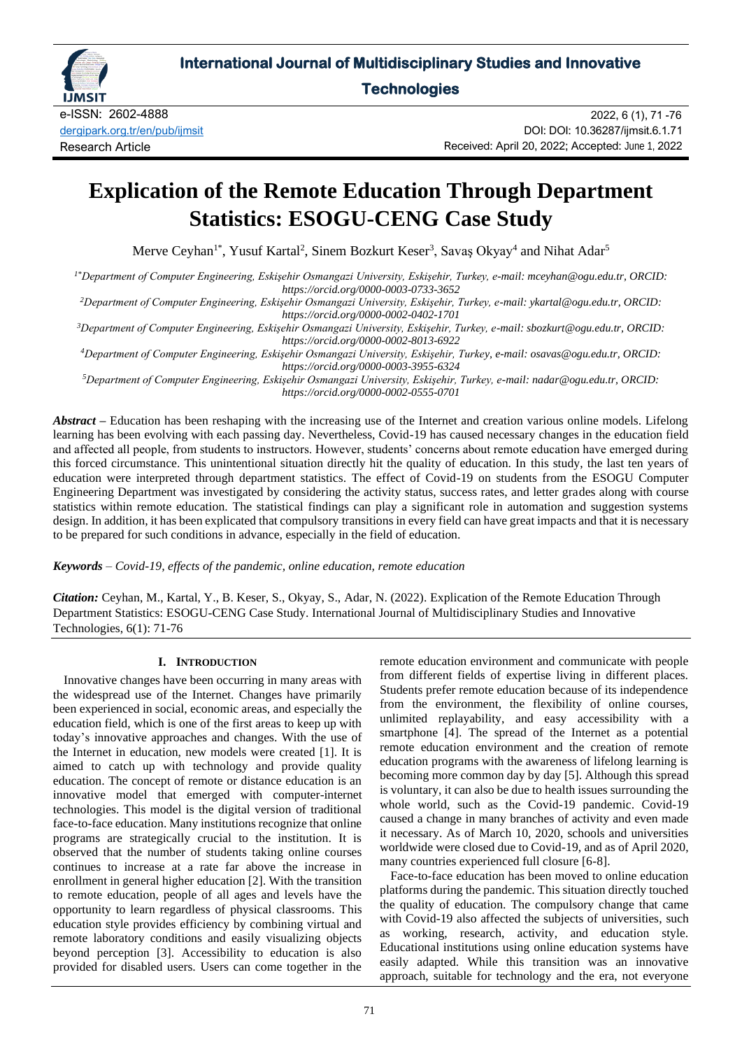# International Journal of Multidisciplinary Studies and Innovative Technologies

e-ISSN: 2602-4888
dergipark.org.tr/en/pub/ijmsit
Research Article

2022, 6 (1), 71 -76
DOI: DOI: 10.36287/ijmsit.6.1.71
Received: April 20, 2022; Accepted: June 1, 2022

# Explication of the Remote Education Through Department Statistics: ESOGU-CENG Case Study

Merve Ceyhan[1*], Yusuf Kartal[2], Sinem Bozkurt Keser[3], Savaş Okyay[4] and Nihat Adar[5]

[1*]*Department of Computer Engineering, Eskişehir Osmangazi University, Eskişehir, Turkey, e-mail: mceyhan@ogu.edu.tr, ORCID: https://orcid.org/0000-0003-0733-3652*

[2]*Department of Computer Engineering, Eskişehir Osmangazi University, Eskişehir, Turkey, e-mail: ykartal@ogu.edu.tr, ORCID: https://orcid.org/0000-0002-0402-1701*

[3]*Department of Computer Engineering, Eskişehir Osmangazi University, Eskişehir, Turkey, e-mail: sbozkurt@ogu.edu.tr, ORCID: https://orcid.org/0000-0002-8013-6922*

[4]*Department of Computer Engineering, Eskişehir Osmangazi University, Eskişehir, Turkey, e-mail: osavas@ogu.edu.tr, ORCID: https://orcid.org/0000-0003-3955-6324*

[5]*Department of Computer Engineering, Eskişehir Osmangazi University, Eskişehir, Turkey, e-mail: nadar@ogu.edu.tr, ORCID: https://orcid.org/0000-0002-0555-0701*

***Abstract*** – Education has been reshaping with the increasing use of the Internet and creation various online models. Lifelong learning has been evolving with each passing day. Nevertheless, Covid-19 has caused necessary changes in the education field and affected all people, from students to instructors. However, students' concerns about remote education have emerged during this forced circumstance. This unintentional situation directly hit the quality of education. In this study, the last ten years of education were interpreted through department statistics. The effect of Covid-19 on students from the ESOGU Computer Engineering Department was investigated by considering the activity status, success rates, and letter grades along with course statistics within remote education. The statistical findings can play a significant role in automation and suggestion systems design. In addition, it has been explicated that compulsory transitions in every field can have great impacts and that it is necessary to be prepared for such conditions in advance, especially in the field of education.

***Keywords*** – *Covid-19, effects of the pandemic, online education, remote education*

***Citation:*** Ceyhan, M., Kartal, Y., B. Keser, S., Okyay, S., Adar, N. (2022). Explication of the Remote Education Through Department Statistics: ESOGU-CENG Case Study. International Journal of Multidisciplinary Studies and Innovative Technologies, 6(1): 71-76

## I. Introduction

Innovative changes have been occurring in many areas with the widespread use of the Internet. Changes have primarily been experienced in social, economic areas, and especially the education field, which is one of the first areas to keep up with today's innovative approaches and changes. With the use of the Internet in education, new models were created [1]. It is aimed to catch up with technology and provide quality education. The concept of remote or distance education is an innovative model that emerged with computer-internet technologies. This model is the digital version of traditional face-to-face education. Many institutions recognize that online programs are strategically crucial to the institution. It is observed that the number of students taking online courses continues to increase at a rate far above the increase in enrollment in general higher education [2]. With the transition to remote education, people of all ages and levels have the opportunity to learn regardless of physical classrooms. This education style provides efficiency by combining virtual and remote laboratory conditions and easily visualizing objects beyond perception [3]. Accessibility to education is also provided for disabled users. Users can come together in the remote education environment and communicate with people from different fields of expertise living in different places. Students prefer remote education because of its independence from the environment, the flexibility of online courses, unlimited replayability, and easy accessibility with a smartphone [4]. The spread of the Internet as a potential remote education environment and the creation of remote education programs with the awareness of lifelong learning is becoming more common day by day [5]. Although this spread is voluntary, it can also be due to health issues surrounding the whole world, such as the Covid-19 pandemic. Covid-19 caused a change in many branches of activity and even made it necessary. As of March 10, 2020, schools and universities worldwide were closed due to Covid-19, and as of April 2020, many countries experienced full closure [6-8].

Face-to-face education has been moved to online education platforms during the pandemic. This situation directly touched the quality of education. The compulsory change that came with Covid-19 also affected the subjects of universities, such as working, research, activity, and education style. Educational institutions using online education systems have easily adapted. While this transition was an innovative approach, suitable for technology and the era, not everyone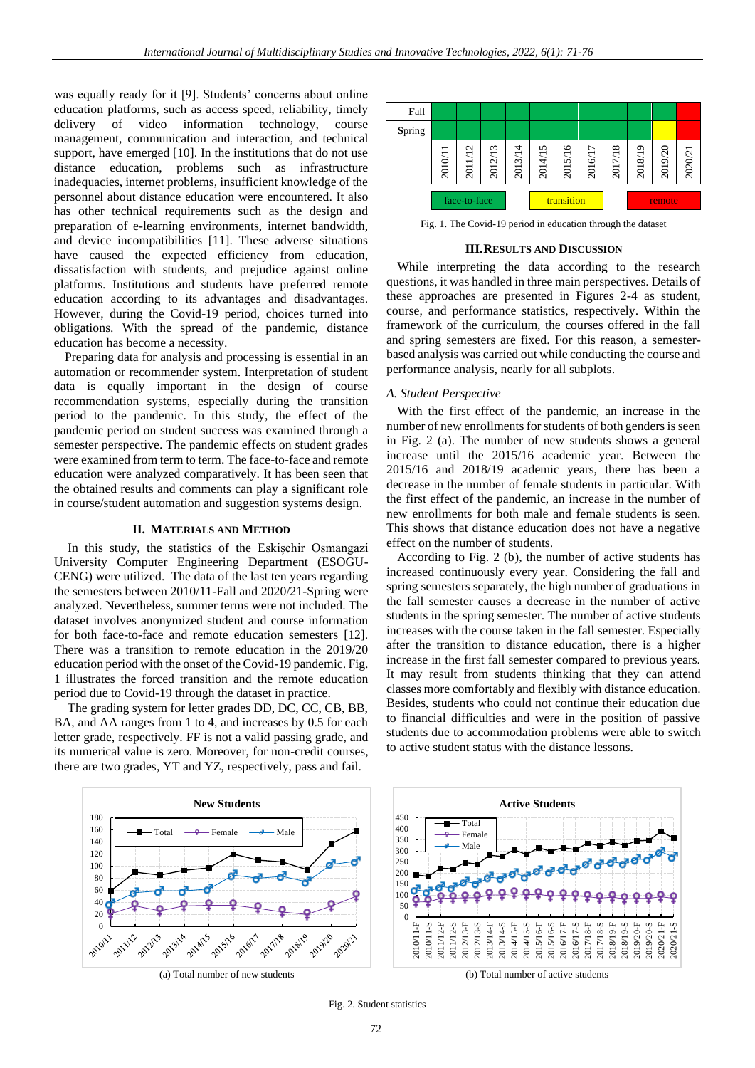was equally ready for it [9]. Students' concerns about online education platforms, such as access speed, reliability, timely delivery of video information technology, course management, communication and interaction, and technical support, have emerged [10]. In the institutions that do not use distance education, problems such as infrastructure inadequacies, internet problems, insufficient knowledge of the personnel about distance education were encountered. It also has other technical requirements such as the design and preparation of e-learning environments, internet bandwidth, and device incompatibilities [11]. These adverse situations have caused the expected efficiency from education, dissatisfaction with students, and prejudice against online platforms. Institutions and students have preferred remote education according to its advantages and disadvantages. However, during the Covid-19 period, choices turned into obligations. With the spread of the pandemic, distance education has become a necessity.

Preparing data for analysis and processing is essential in an automation or recommender system. Interpretation of student data is equally important in the design of course recommendation systems, especially during the transition period to the pandemic. In this study, the effect of the pandemic period on student success was examined through a semester perspective. The pandemic effects on student grades were examined from term to term. The face-to-face and remote education were analyzed comparatively. It has been seen that the obtained results and comments can play a significant role in course/student automation and suggestion systems design.

## II. Materials and Method

In this study, the statistics of the Eskişehir Osmangazi University Computer Engineering Department (ESOGU-CENG) were utilized. The data of the last ten years regarding the semesters between 2010/11-Fall and 2020/21-Spring were analyzed. Nevertheless, summer terms were not included. The dataset involves anonymized student and course information for both face-to-face and remote education semesters [12]. There was a transition to remote education in the 2019/20 education period with the onset of the Covid-19 pandemic. Fig. 1 illustrates the forced transition and the remote education period due to Covid-19 through the dataset in practice.

The grading system for letter grades DD, DC, CC, CB, BB, BA, and AA ranges from 1 to 4, and increases by 0.5 for each letter grade, respectively. FF is not a valid passing grade, and its numerical value is zero. Moreover, for non-credit courses, there are two grades, YT and YZ, respectively, pass and fail.

| | 2010/11 | 2011/12 | 2012/13 | 2013/14 | 2014/15 | 2015/16 | 2016/17 | 2017/18 | 2018/19 | 2019/20 | 2020/21 |
|---|---|---|---|---|---|---|---|---|---|---|---|
| Fall | face-to-face | face-to-face | face-to-face | face-to-face | face-to-face | face-to-face | face-to-face | face-to-face | face-to-face | face-to-face | remote |
| Spring | face-to-face | face-to-face | face-to-face | face-to-face | face-to-face | face-to-face | face-to-face | face-to-face | face-to-face | transition | remote |

Fig. 1. The Covid-19 period in education through the dataset

## III. Results and Discussion

While interpreting the data according to the research questions, it was handled in three main perspectives. Details of these approaches are presented in Figures 2-4 as student, course, and performance statistics, respectively. Within the framework of the curriculum, the courses offered in the fall and spring semesters are fixed. For this reason, a semester-based analysis was carried out while conducting the course and performance analysis, nearly for all subplots.

### A. Student Perspective

With the first effect of the pandemic, an increase in the number of new enrollments for students of both genders is seen in Fig. 2 (a). The number of new students shows a general increase until the 2015/16 academic year. Between the 2015/16 and 2018/19 academic years, there has been a decrease in the number of female students in particular. With the first effect of the pandemic, an increase in the number of new enrollments for both male and female students is seen. This shows that distance education does not have a negative effect on the number of students.

According to Fig. 2 (b), the number of active students has increased continuously every year. Considering the fall and spring semesters separately, the high number of graduations in the fall semester causes a decrease in the number of active students in the spring semester. The number of active students increases with the course taken in the fall semester. Especially after the transition to distance education, there is a higher increase in the first fall semester compared to previous years. It may result from students thinking that they can attend classes more comfortably and flexibly with distance education. Besides, students who could not continue their education due to financial difficulties and were in the position of passive students due to accommodation problems were able to switch to active student status with the distance lessons.

(a) Total number of new students

(b) Total number of active students

Fig. 2. Student statistics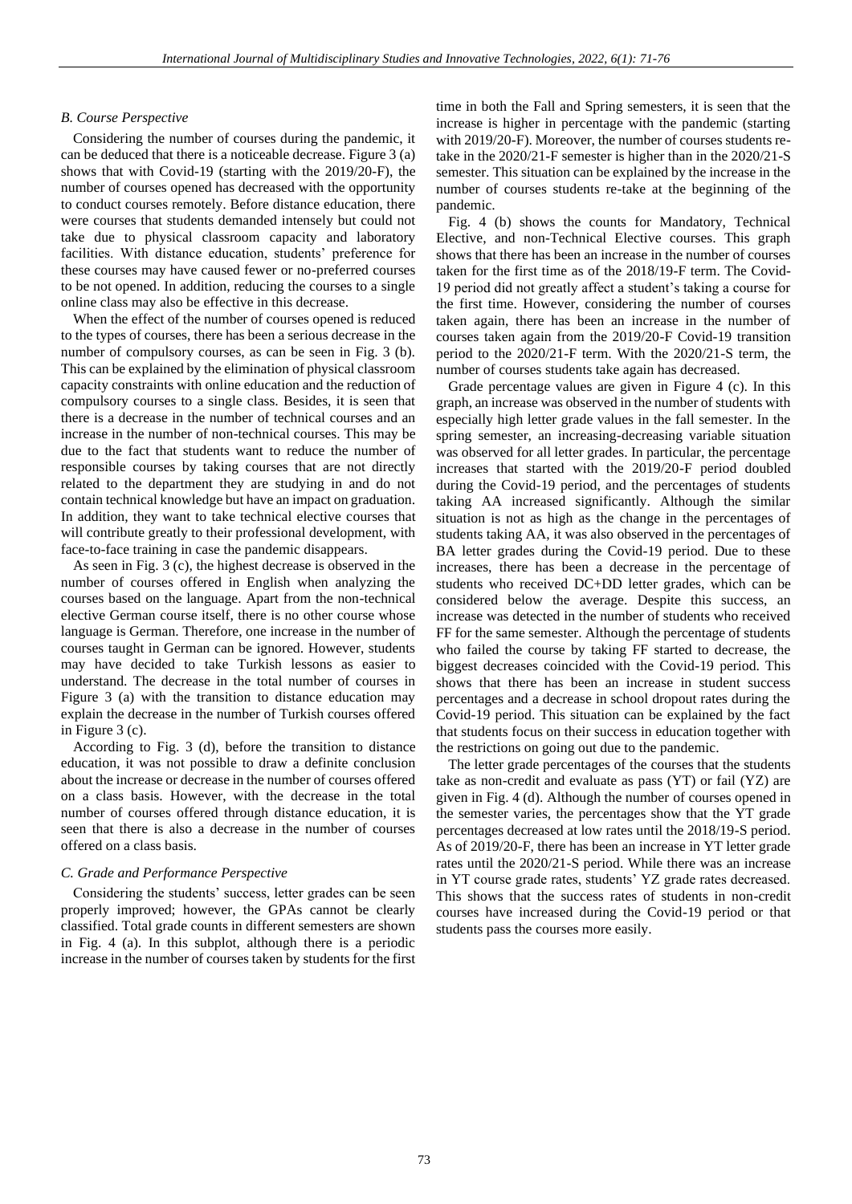### B. Course Perspective

Considering the number of courses during the pandemic, it can be deduced that there is a noticeable decrease. Figure 3 (a) shows that with Covid-19 (starting with the 2019/20-F), the number of courses opened has decreased with the opportunity to conduct courses remotely. Before distance education, there were courses that students demanded intensely but could not take due to physical classroom capacity and laboratory facilities. With distance education, students' preference for these courses may have caused fewer or no-preferred courses to be not opened. In addition, reducing the courses to a single online class may also be effective in this decrease.

When the effect of the number of courses opened is reduced to the types of courses, there has been a serious decrease in the number of compulsory courses, as can be seen in Fig. 3 (b). This can be explained by the elimination of physical classroom capacity constraints with online education and the reduction of compulsory courses to a single class. Besides, it is seen that there is a decrease in the number of technical courses and an increase in the number of non-technical courses. This may be due to the fact that students want to reduce the number of responsible courses by taking courses that are not directly related to the department they are studying in and do not contain technical knowledge but have an impact on graduation. In addition, they want to take technical elective courses that will contribute greatly to their professional development, with face-to-face training in case the pandemic disappears.

As seen in Fig. 3 (c), the highest decrease is observed in the number of courses offered in English when analyzing the courses based on the language. Apart from the non-technical elective German course itself, there is no other course whose language is German. Therefore, one increase in the number of courses taught in German can be ignored. However, students may have decided to take Turkish lessons as easier to understand. The decrease in the total number of courses in Figure 3 (a) with the transition to distance education may explain the decrease in the number of Turkish courses offered in Figure 3 (c).

According to Fig. 3 (d), before the transition to distance education, it was not possible to draw a definite conclusion about the increase or decrease in the number of courses offered on a class basis. However, with the decrease in the total number of courses offered through distance education, it is seen that there is also a decrease in the number of courses offered on a class basis.

### C. Grade and Performance Perspective

Considering the students' success, letter grades can be seen properly improved; however, the GPAs cannot be clearly classified. Total grade counts in different semesters are shown in Fig. 4 (a). In this subplot, although there is a periodic increase in the number of courses taken by students for the first time in both the Fall and Spring semesters, it is seen that the increase is higher in percentage with the pandemic (starting with 2019/20-F). Moreover, the number of courses students re-take in the 2020/21-F semester is higher than in the 2020/21-S semester. This situation can be explained by the increase in the number of courses students re-take at the beginning of the pandemic.

Fig. 4 (b) shows the counts for Mandatory, Technical Elective, and non-Technical Elective courses. This graph shows that there has been an increase in the number of courses taken for the first time as of the 2018/19-F term. The Covid-19 period did not greatly affect a student's taking a course for the first time. However, considering the number of courses taken again, there has been an increase in the number of courses taken again from the 2019/20-F Covid-19 transition period to the 2020/21-F term. With the 2020/21-S term, the number of courses students take again has decreased.

Grade percentage values are given in Figure 4 (c). In this graph, an increase was observed in the number of students with especially high letter grade values in the fall semester. In the spring semester, an increasing-decreasing variable situation was observed for all letter grades. In particular, the percentage increases that started with the 2019/20-F period doubled during the Covid-19 period, and the percentages of students taking AA increased significantly. Although the similar situation is not as high as the change in the percentages of students taking AA, it was also observed in the percentages of BA letter grades during the Covid-19 period. Due to these increases, there has been a decrease in the percentage of students who received DC+DD letter grades, which can be considered below the average. Despite this success, an increase was detected in the number of students who received FF for the same semester. Although the percentage of students who failed the course by taking FF started to decrease, the biggest decreases coincided with the Covid-19 period. This shows that there has been an increase in student success percentages and a decrease in school dropout rates during the Covid-19 period. This situation can be explained by the fact that students focus on their success in education together with the restrictions on going out due to the pandemic.

The letter grade percentages of the courses that the students take as non-credit and evaluate as pass (YT) or fail (YZ) are given in Fig. 4 (d). Although the number of courses opened in the semester varies, the percentages show that the YT grade percentages decreased at low rates until the 2018/19-S period. As of 2019/20-F, there has been an increase in YT letter grade rates until the 2020/21-S period. While there was an increase in YT course grade rates, students' YZ grade rates decreased. This shows that the success rates of students in non-credit courses have increased during the Covid-19 period or that students pass the courses more easily.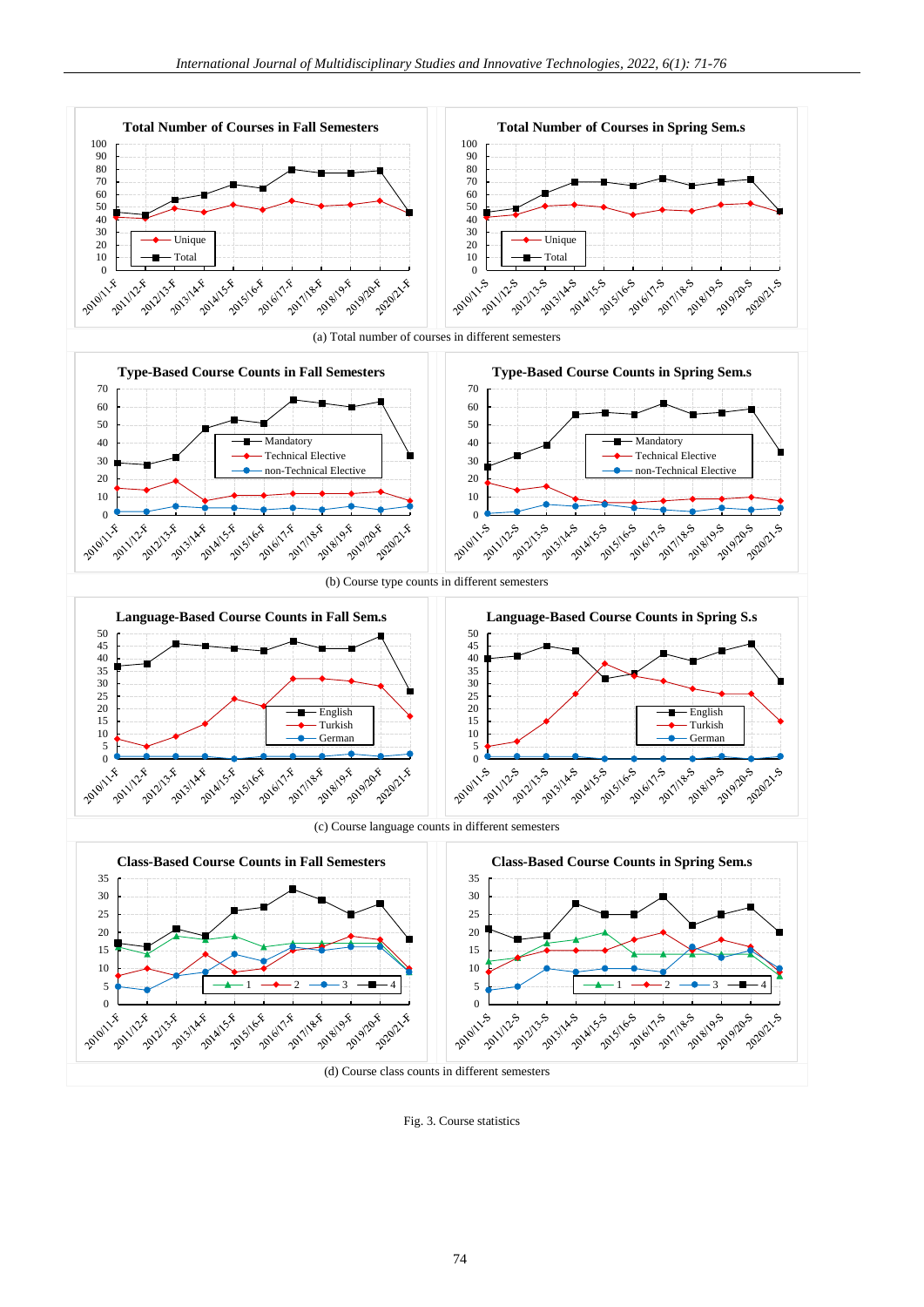(a) Total number of courses in different semesters

(b) Course type counts in different semesters

(c) Course language counts in different semesters

(d) Course class counts in different semesters

Fig. 3. Course statistics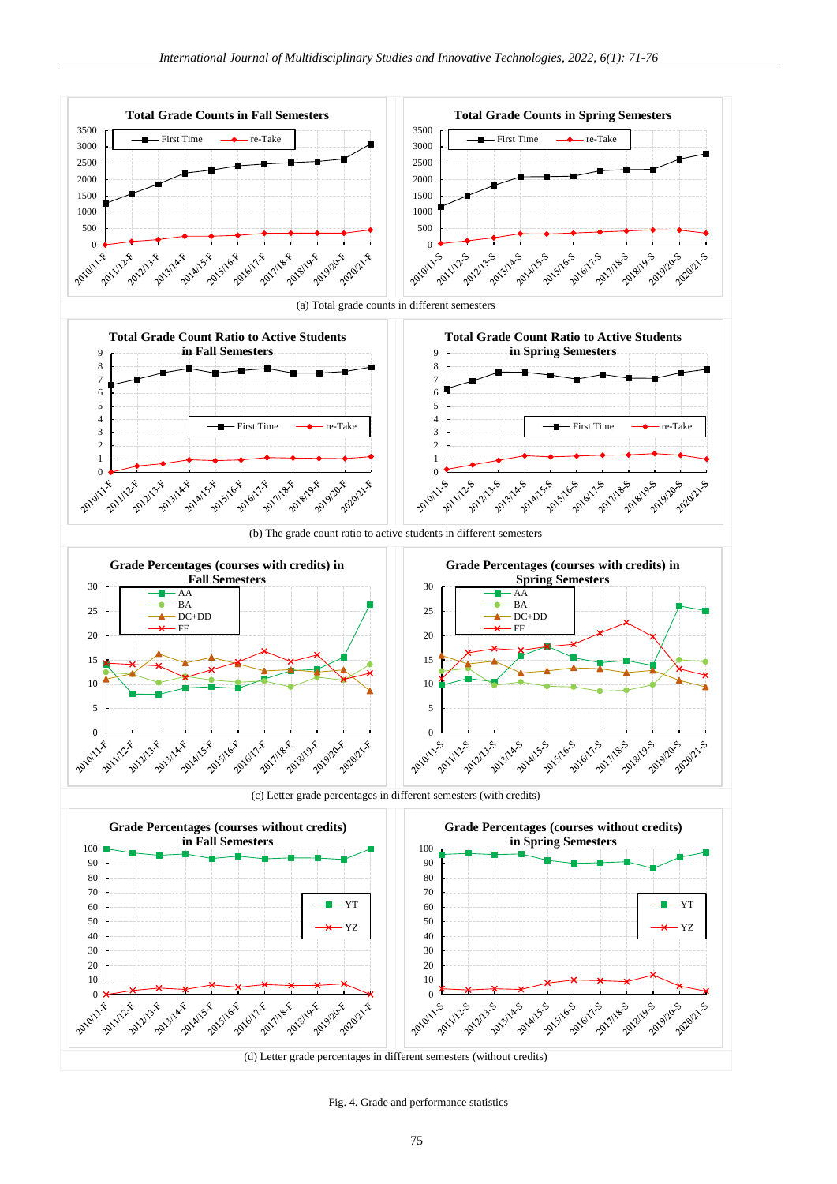(a) Total grade counts in different semesters

(b) The grade count ratio to active students in different semesters

(c) Letter grade percentages in different semesters (with credits)

(d) Letter grade percentages in different semesters (without credits)

Fig. 4. Grade and performance statistics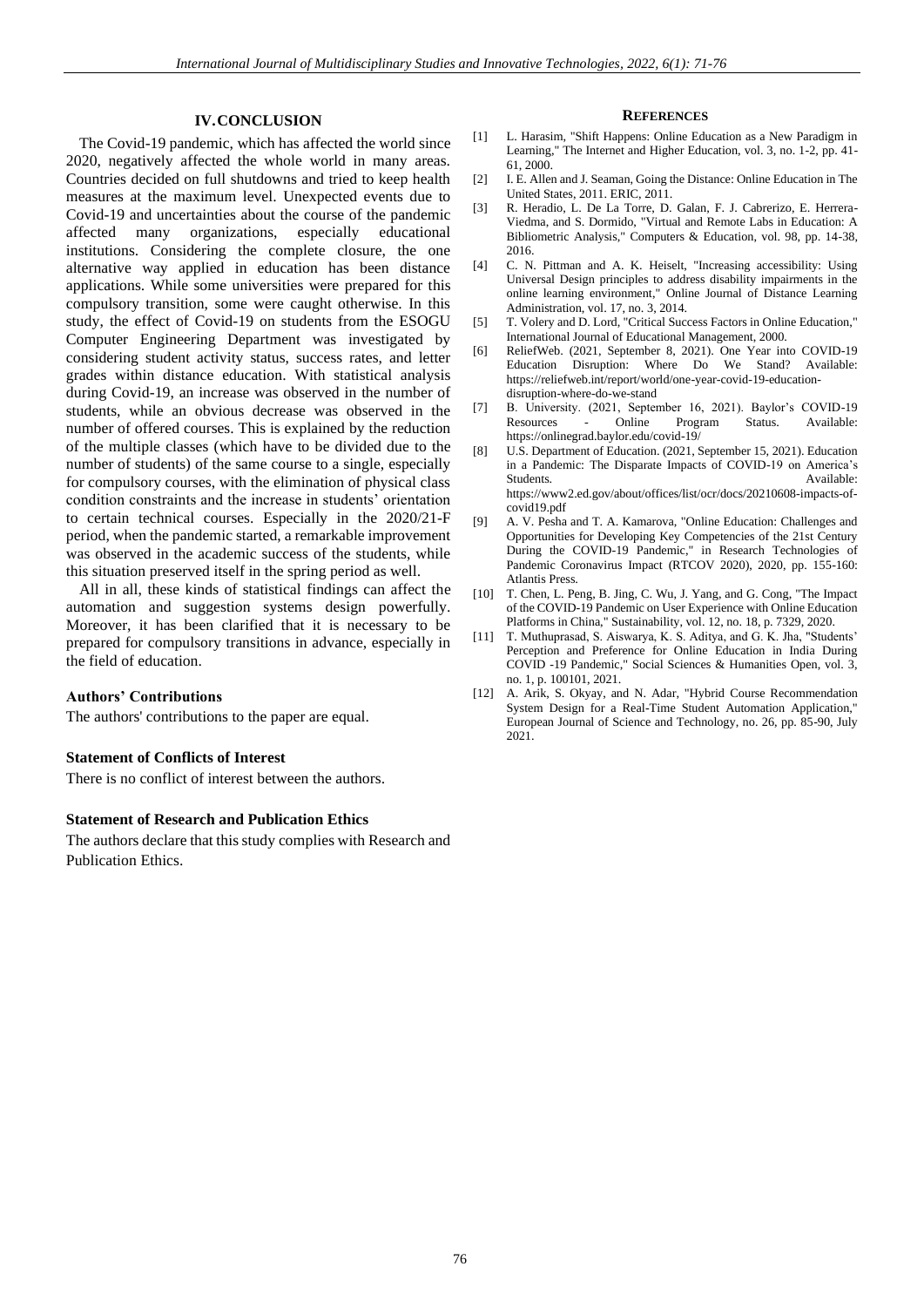## IV. CONCLUSION

The Covid-19 pandemic, which has affected the world since 2020, negatively affected the whole world in many areas. Countries decided on full shutdowns and tried to keep health measures at the maximum level. Unexpected events due to Covid-19 and uncertainties about the course of the pandemic affected many organizations, especially educational institutions. Considering the complete closure, the one alternative way applied in education has been distance applications. While some universities were prepared for this compulsory transition, some were caught otherwise. In this study, the effect of Covid-19 on students from the ESOGU Computer Engineering Department was investigated by considering student activity status, success rates, and letter grades within distance education. With statistical analysis during Covid-19, an increase was observed in the number of students, while an obvious decrease was observed in the number of offered courses. This is explained by the reduction of the multiple classes (which have to be divided due to the number of students) of the same course to a single, especially for compulsory courses, with the elimination of physical class condition constraints and the increase in students' orientation to certain technical courses. Especially in the 2020/21-F period, when the pandemic started, a remarkable improvement was observed in the academic success of the students, while this situation preserved itself in the spring period as well.

All in all, these kinds of statistical findings can affect the automation and suggestion systems design powerfully. Moreover, it has been clarified that it is necessary to be prepared for compulsory transitions in advance, especially in the field of education.

### Authors' Contributions

The authors' contributions to the paper are equal.

### Statement of Conflicts of Interest

There is no conflict of interest between the authors.

### Statement of Research and Publication Ethics

The authors declare that this study complies with Research and Publication Ethics.

## REFERENCES

[1] L. Harasim, "Shift Happens: Online Education as a New Paradigm in Learning," The Internet and Higher Education, vol. 3, no. 1-2, pp. 41-61, 2000.

[2] I. E. Allen and J. Seaman, Going the Distance: Online Education in The United States, 2011. ERIC, 2011.

[3] R. Heradio, L. De La Torre, D. Galan, F. J. Cabrerizo, E. Herrera-Viedma, and S. Dormido, "Virtual and Remote Labs in Education: A Bibliometric Analysis," Computers & Education, vol. 98, pp. 14-38, 2016.

[4] C. N. Pittman and A. K. Heiselt, "Increasing accessibility: Using Universal Design principles to address disability impairments in the online learning environment," Online Journal of Distance Learning Administration, vol. 17, no. 3, 2014.

[5] T. Volery and D. Lord, "Critical Success Factors in Online Education," International Journal of Educational Management, 2000.

[6] ReliefWeb. (2021, September 8, 2021). One Year into COVID-19 Education Disruption: Where Do We Stand? Available: https://reliefweb.int/report/world/one-year-covid-19-education-disruption-where-do-we-stand

[7] B. University. (2021, September 16, 2021). Baylor's COVID-19 Resources - Online Program Status. Available: https://onlinegrad.baylor.edu/covid-19/

[8] U.S. Department of Education. (2021, September 15, 2021). Education in a Pandemic: The Disparate Impacts of COVID-19 on America's Students. Available: https://www2.ed.gov/about/offices/list/ocr/docs/20210608-impacts-of-covid19.pdf

[9] A. V. Pesha and T. A. Kamarova, "Online Education: Challenges and Opportunities for Developing Key Competencies of the 21st Century During the COVID-19 Pandemic," in Research Technologies of Pandemic Coronavirus Impact (RTCOV 2020), 2020, pp. 155-160: Atlantis Press.

[10] T. Chen, L. Peng, B. Jing, C. Wu, J. Yang, and G. Cong, "The Impact of the COVID-19 Pandemic on User Experience with Online Education Platforms in China," Sustainability, vol. 12, no. 18, p. 7329, 2020.

[11] T. Muthuprasad, S. Aiswarya, K. S. Aditya, and G. K. Jha, "Students' Perception and Preference for Online Education in India During COVID -19 Pandemic," Social Sciences & Humanities Open, vol. 3, no. 1, p. 100101, 2021.

[12] A. Arik, S. Okyay, and N. Adar, "Hybrid Course Recommendation System Design for a Real-Time Student Automation Application," European Journal of Science and Technology, no. 26, pp. 85-90, July 2021.